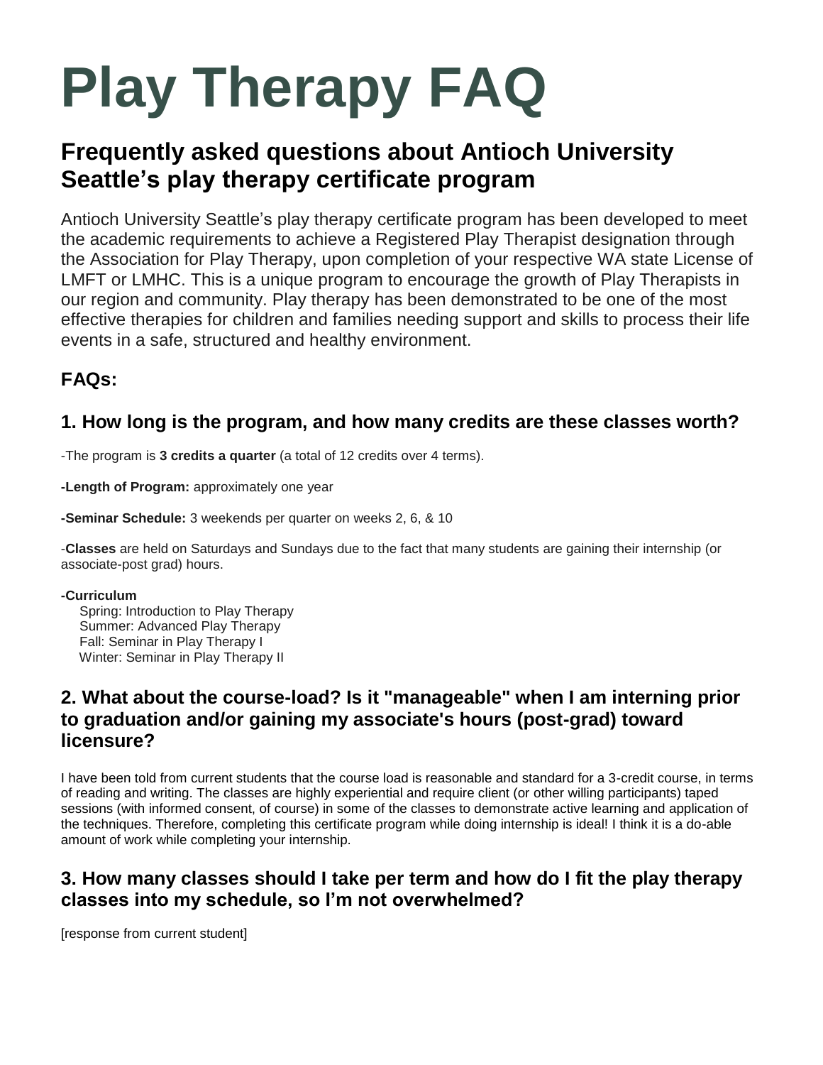# Play Therapy FAQ

## Frequently asked questions about Antioch University Seattle's play therapy certificate program

Antioch University Seattle's play therapy certificate program has been developed to meet the academic requirements to achieve a Registered Play Therapist designation through the Association for Play Therapy, upon completion of your respective WA state License of LMFT or LMHC. This is a unique program to encourage the growth of Play Therapists in our region and community. Play therapy has been demonstrated to be one of the most effective therapies for children and families needing support and skills to process their life events in a safe, structured and healthy environment.

### FAQs:

### 1. How long is the program, and how many credits are these classes worth?

-The program is **3 credits a quarter** (a total of 12 credits over 4 terms).

**-Length of Program:** approximately one year

**-Seminar Schedule:** 3 weekends per quarter on weeks 2, 6, & 10

-**Classes** are held on Saturdays and Sundays due to the fact that many students are gaining their internship (or associate-post grad) hours.

**-Curriculum**

Spring: Introduction to Play Therapy
Summer: Advanced Play Therapy
Fall: Seminar in Play Therapy I
Winter: Seminar in Play Therapy II

### 2. What about the course-load? Is it "manageable" when I am interning prior to graduation and/or gaining my associate's hours (post-grad) toward licensure?

I have been told from current students that the course load is reasonable and standard for a 3-credit course, in terms of reading and writing. The classes are highly experiential and require client (or other willing participants) taped sessions (with informed consent, of course) in some of the classes to demonstrate active learning and application of the techniques. Therefore, completing this certificate program while doing internship is ideal! I think it is a do-able amount of work while completing your internship.

### 3. How many classes should I take per term and how do I fit the play therapy classes into my schedule, so I'm not overwhelmed?

[response from current student]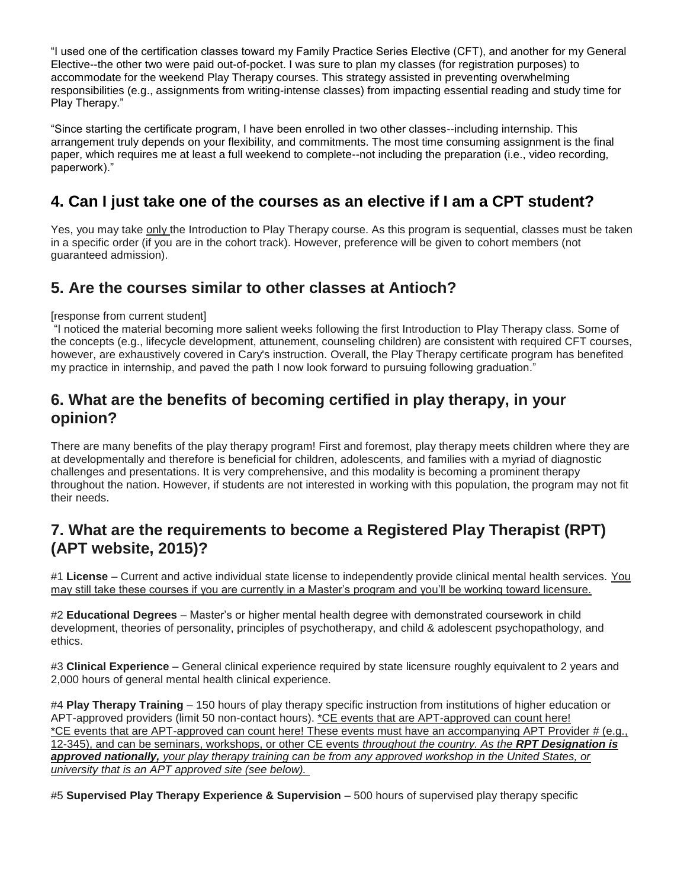"I used one of the certification classes toward my Family Practice Series Elective (CFT), and another for my General Elective--the other two were paid out-of-pocket. I was sure to plan my classes (for registration purposes) to accommodate for the weekend Play Therapy courses. This strategy assisted in preventing overwhelming responsibilities (e.g., assignments from writing-intense classes) from impacting essential reading and study time for Play Therapy."

"Since starting the certificate program, I have been enrolled in two other classes--including internship. This arrangement truly depends on your flexibility, and commitments. The most time consuming assignment is the final paper, which requires me at least a full weekend to complete--not including the preparation (i.e., video recording, paperwork)."

## 4. Can I just take one of the courses as an elective if I am a CPT student?

Yes, you may take <u>only</u> the Introduction to Play Therapy course. As this program is sequential, classes must be taken in a specific order (if you are in the cohort track). However, preference will be given to cohort members (not guaranteed admission).

## 5. Are the courses similar to other classes at Antioch?

[response from current student]

"I noticed the material becoming more salient weeks following the first Introduction to Play Therapy class. Some of the concepts (e.g., lifecycle development, attunement, counseling children) are consistent with required CFT courses, however, are exhaustively covered in Cary's instruction. Overall, the Play Therapy certificate program has benefited my practice in internship, and paved the path I now look forward to pursuing following graduation."

## 6. What are the benefits of becoming certified in play therapy, in your opinion?

There are many benefits of the play therapy program! First and foremost, play therapy meets children where they are at developmentally and therefore is beneficial for children, adolescents, and families with a myriad of diagnostic challenges and presentations. It is very comprehensive, and this modality is becoming a prominent therapy throughout the nation. However, if students are not interested in working with this population, the program may not fit their needs.

## 7. What are the requirements to become a Registered Play Therapist (RPT) (APT website, 2015)?

#1 **License** – Current and active individual state license to independently provide clinical mental health services. <u>You may still take these courses if you are currently in a Master's program and you'll be working toward licensure.</u>

#2 **Educational Degrees** – Master's or higher mental health degree with demonstrated coursework in child development, theories of personality, principles of psychotherapy, and child & adolescent psychopathology, and ethics.

#3 **Clinical Experience** – General clinical experience required by state licensure roughly equivalent to 2 years and 2,000 hours of general mental health clinical experience.

#4 **Play Therapy Training** – 150 hours of play therapy specific instruction from institutions of higher education or APT-approved providers (limit 50 non-contact hours). <u>*CE events that are APT-approved can count here!</u> <u>*CE events that are APT-approved can count here! These events must have an accompanying APT Provider # (e.g., 12-345), and can be seminars, workshops, or other CE events *throughout the country. As the* ***RPT Designation is approved nationally,*** *your play therapy training can be from any approved workshop in the United States, or university that is an APT approved site (see below).*</u>

#5 **Supervised Play Therapy Experience & Supervision** – 500 hours of supervised play therapy specific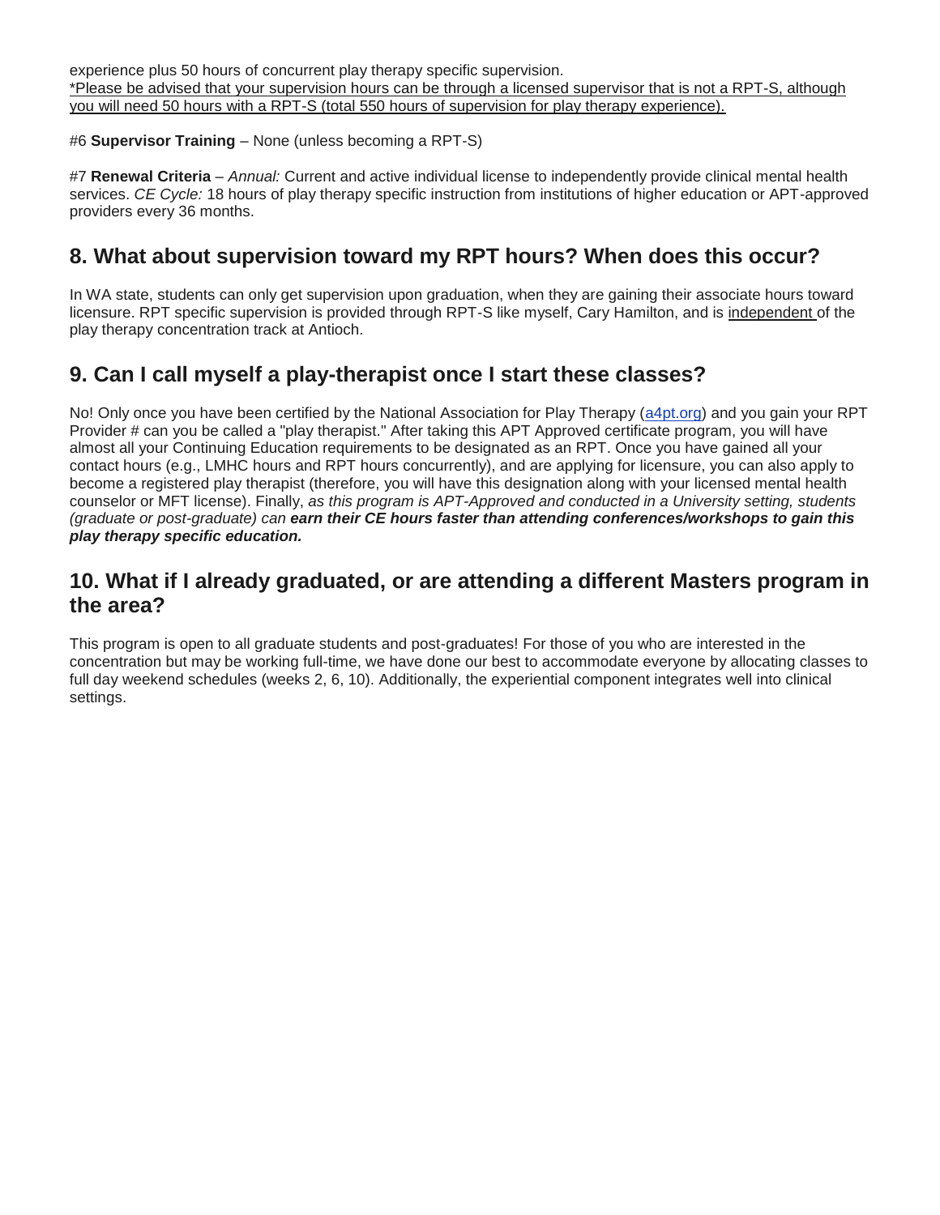experience plus 50 hours of concurrent play therapy specific supervision.
*Please be advised that your supervision hours can be through a licensed supervisor that is not a RPT-S, although you will need 50 hours with a RPT-S (total 550 hours of supervision for play therapy experience).

#6 **Supervisor Training** – None (unless becoming a RPT-S)

#7 **Renewal Criteria** – *Annual:* Current and active individual license to independently provide clinical mental health services. *CE Cycle:* 18 hours of play therapy specific instruction from institutions of higher education or APT-approved providers every 36 months.

## 8. What about supervision toward my RPT hours? When does this occur?

In WA state, students can only get supervision upon graduation, when they are gaining their associate hours toward licensure. RPT specific supervision is provided through RPT-S like myself, Cary Hamilton, and is independent of the play therapy concentration track at Antioch.

## 9. Can I call myself a play-therapist once I start these classes?

No! Only once you have been certified by the National Association for Play Therapy ([a4pt.org](a4pt.org)) and you gain your RPT Provider # can you be called a "play therapist." After taking this APT Approved certificate program, you will have almost all your Continuing Education requirements to be designated as an RPT. Once you have gained all your contact hours (e.g., LMHC hours and RPT hours concurrently), and are applying for licensure, you can also apply to become a registered play therapist (therefore, you will have this designation along with your licensed mental health counselor or MFT license). Finally, *as this program is APT-Approved and conducted in a University setting, students (graduate or post-graduate) can **earn their CE hours faster than attending conferences/workshops to gain this play therapy specific education.***

## 10. What if I already graduated, or are attending a different Masters program in the area?

This program is open to all graduate students and post-graduates! For those of you who are interested in the concentration but may be working full-time, we have done our best to accommodate everyone by allocating classes to full day weekend schedules (weeks 2, 6, 10). Additionally, the experiential component integrates well into clinical settings.